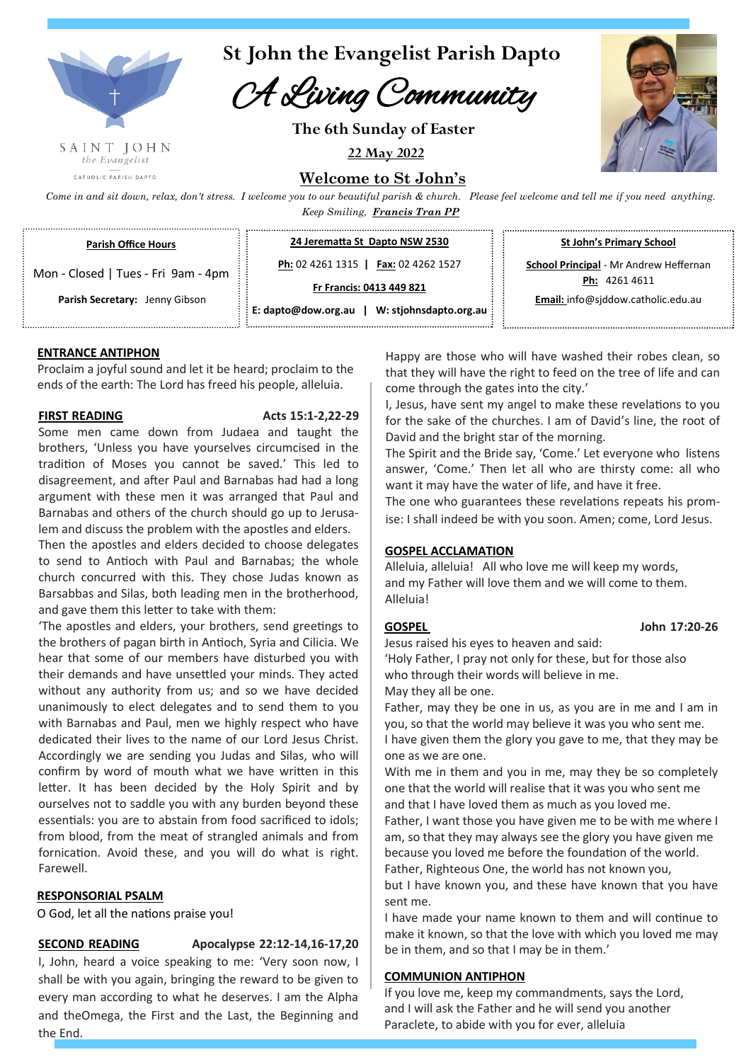SAINT JOHN
*the Evangelist*
CATHOLIC PARISH DAPTO

# St John the Evangelist Parish Dapto

## *A Living Community*

**The 6th Sunday of Easter**

**22 May 2022**

## Welcome to St John's

*Come in and sit down, relax, don't stress. I welcome you to our beautiful parish & church. Please feel welcome and tell me if you need anything.*
*Keep Smiling, **Francis Tran PP***

**Parish Office Hours**

Mon - Closed | Tues - Fri 9am - 4pm

**Parish Secretary:** Jenny Gibson

**24 Jerematta St Dapto NSW 2530**

**Ph:** 02 4261 1315 | **Fax:** 02 4262 1527

**Fr Francis: 0413 449 821**

**E: dapto@dow.org.au | W: stjohnsdapto.org.au**

**St John's Primary School**

**School Principal** - Mr Andrew Heffernan

**Ph:** 4261 4611

**Email:** info@sjddow.catholic.edu.au

### ENTRANCE ANTIPHON

Proclaim a joyful sound and let it be heard; proclaim to the ends of the earth: The Lord has freed his people, alleluia.

### FIRST READING — Acts 15:1-2,22-29

Some men came down from Judaea and taught the brothers, 'Unless you have yourselves circumcised in the tradition of Moses you cannot be saved.' This led to disagreement, and after Paul and Barnabas had had a long argument with these men it was arranged that Paul and Barnabas and others of the church should go up to Jerusalem and discuss the problem with the apostles and elders.

Then the apostles and elders decided to choose delegates to send to Antioch with Paul and Barnabas; the whole church concurred with this. They chose Judas known as Barsabbas and Silas, both leading men in the brotherhood, and gave them this letter to take with them:

'The apostles and elders, your brothers, send greetings to the brothers of pagan birth in Antioch, Syria and Cilicia. We hear that some of our members have disturbed you with their demands and have unsettled your minds. They acted without any authority from us; and so we have decided unanimously to elect delegates and to send them to you with Barnabas and Paul, men we highly respect who have dedicated their lives to the name of our Lord Jesus Christ. Accordingly we are sending you Judas and Silas, who will confirm by word of mouth what we have written in this letter. It has been decided by the Holy Spirit and by ourselves not to saddle you with any burden beyond these essentials: you are to abstain from food sacrificed to idols; from blood, from the meat of strangled animals and from fornication. Avoid these, and you will do what is right. Farewell.

### RESPONSORIAL PSALM

O God, let all the nations praise you!

### SECOND READING — Apocalypse 22:12-14,16-17,20

I, John, heard a voice speaking to me: 'Very soon now, I shall be with you again, bringing the reward to be given to every man according to what he deserves. I am the Alpha and theOmega, the First and the Last, the Beginning and the End.

Happy are those who will have washed their robes clean, so that they will have the right to feed on the tree of life and can come through the gates into the city.'

I, Jesus, have sent my angel to make these revelations to you for the sake of the churches. I am of David's line, the root of David and the bright star of the morning.

The Spirit and the Bride say, 'Come.' Let everyone who listens answer, 'Come.' Then let all who are thirsty come: all who want it may have the water of life, and have it free.

The one who guarantees these revelations repeats his promise: I shall indeed be with you soon. Amen; come, Lord Jesus.

### GOSPEL ACCLAMATION

Alleluia, alleluia! All who love me will keep my words, and my Father will love them and we will come to them. Alleluia!

### GOSPEL — John 17:20-26

Jesus raised his eyes to heaven and said:

'Holy Father, I pray not only for these, but for those also who through their words will believe in me.

May they all be one.

Father, may they be one in us, as you are in me and I am in you, so that the world may believe it was you who sent me.

I have given them the glory you gave to me, that they may be one as we are one.

With me in them and you in me, may they be so completely one that the world will realise that it was you who sent me and that I have loved them as much as you loved me.

Father, I want those you have given me to be with me where I am, so that they may always see the glory you have given me because you loved me before the foundation of the world.

Father, Righteous One, the world has not known you, but I have known you, and these have known that you have sent me.

I have made your name known to them and will continue to make it known, so that the love with which you loved me may be in them, and so that I may be in them.'

### COMMUNION ANTIPHON

If you love me, keep my commandments, says the Lord, and I will ask the Father and he will send you another Paraclete, to abide with you for ever, alleluia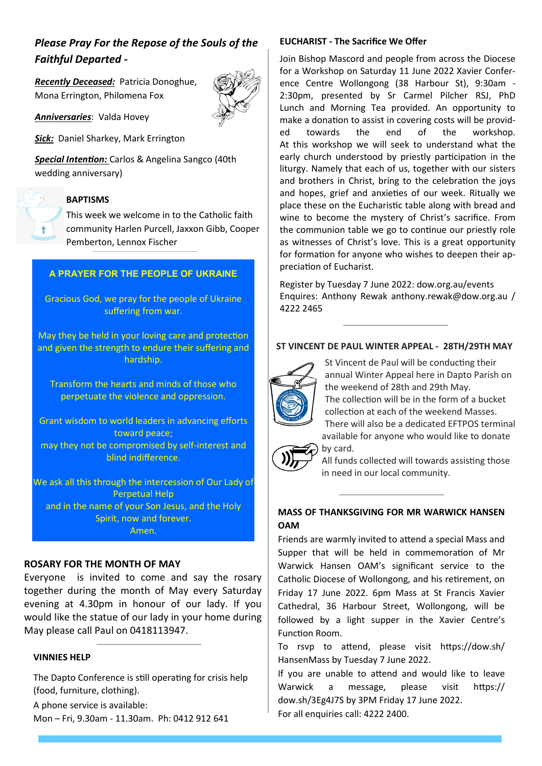## *Please Pray For the Repose of the Souls of the Faithful Departed -*

***Recently Deceased:*** Patricia Donoghue, Mona Errington, Philomena Fox

***Anniversaries***: Valda Hovey

***Sick:*** Daniel Sharkey, Mark Errington

***Special Intention:*** Carlos & Angelina Sangco (40th wedding anniversary)

### BAPTISMS

This week we welcome in to the Catholic faith community Harlen Purcell, Jaxxon Gibb, Cooper Pemberton, Lennox Fischer

### A PRAYER FOR THE PEOPLE OF UKRAINE

Gracious God, we pray for the people of Ukraine suffering from war.

May they be held in your loving care and protection and given the strength to endure their suffering and hardship.

Transform the hearts and minds of those who perpetuate the violence and oppression.

Grant wisdom to world leaders in advancing efforts toward peace;
may they not be compromised by self-interest and blind indifference.

We ask all this through the intercession of Our Lady of Perpetual Help
and in the name of your Son Jesus, and the Holy Spirit, now and forever.
Amen.

### ROSARY FOR THE MONTH OF MAY

Everyone is invited to come and say the rosary together during the month of May every Saturday evening at 4.30pm in honour of our lady. If you would like the statue of our lady in your home during May please call Paul on 0418113947.

### VINNIES HELP

The Dapto Conference is still operating for crisis help (food, furniture, clothing).

A phone service is available:
Mon – Fri, 9.30am - 11.30am. Ph: 0412 912 641

### EUCHARIST - The Sacrifice We Offer

Join Bishop Mascord and people from across the Diocese for a Workshop on Saturday 11 June 2022 Xavier Conference Centre Wollongong (38 Harbour St), 9:30am - 2:30pm, presented by Sr Carmel Pilcher RSJ, PhD Lunch and Morning Tea provided. An opportunity to make a donation to assist in covering costs will be provided towards the end of the workshop. At this workshop we will seek to understand what the early church understood by priestly participation in the liturgy. Namely that each of us, together with our sisters and brothers in Christ, bring to the celebration the joys and hopes, grief and anxieties of our week. Ritually we place these on the Eucharistic table along with bread and wine to become the mystery of Christ's sacrifice. From the communion table we go to continue our priestly role as witnesses of Christ's love. This is a great opportunity for formation for anyone who wishes to deepen their appreciation of Eucharist.

Register by Tuesday 7 June 2022: dow.org.au/events
Enquires: Anthony Rewak anthony.rewak@dow.org.au / 4222 2465

### ST VINCENT DE PAUL WINTER APPEAL - 28TH/29TH MAY

St Vincent de Paul will be conducting their annual Winter Appeal here in Dapto Parish on the weekend of 28th and 29th May.
The collection will be in the form of a bucket collection at each of the weekend Masses.
There will also be a dedicated EFTPOS terminal available for anyone who would like to donate by card.
All funds collected will towards assisting those in need in our local community.

### MASS OF THANKSGIVING FOR MR WARWICK HANSEN OAM

Friends are warmly invited to attend a special Mass and Supper that will be held in commemoration of Mr Warwick Hansen OAM's significant service to the Catholic Diocese of Wollongong, and his retirement, on Friday 17 June 2022. 6pm Mass at St Francis Xavier Cathedral, 36 Harbour Street, Wollongong, will be followed by a light supper in the Xavier Centre's Function Room.

To attend, please visit https://dow.sh/HansenMass by Tuesday 7 June 2022.

If you are unable to attend and would like to leave Warwick a message, please visit https://dow.sh/3Eg4J7S by 3PM Friday 17 June 2022.

For all enquiries call: 4222 2400.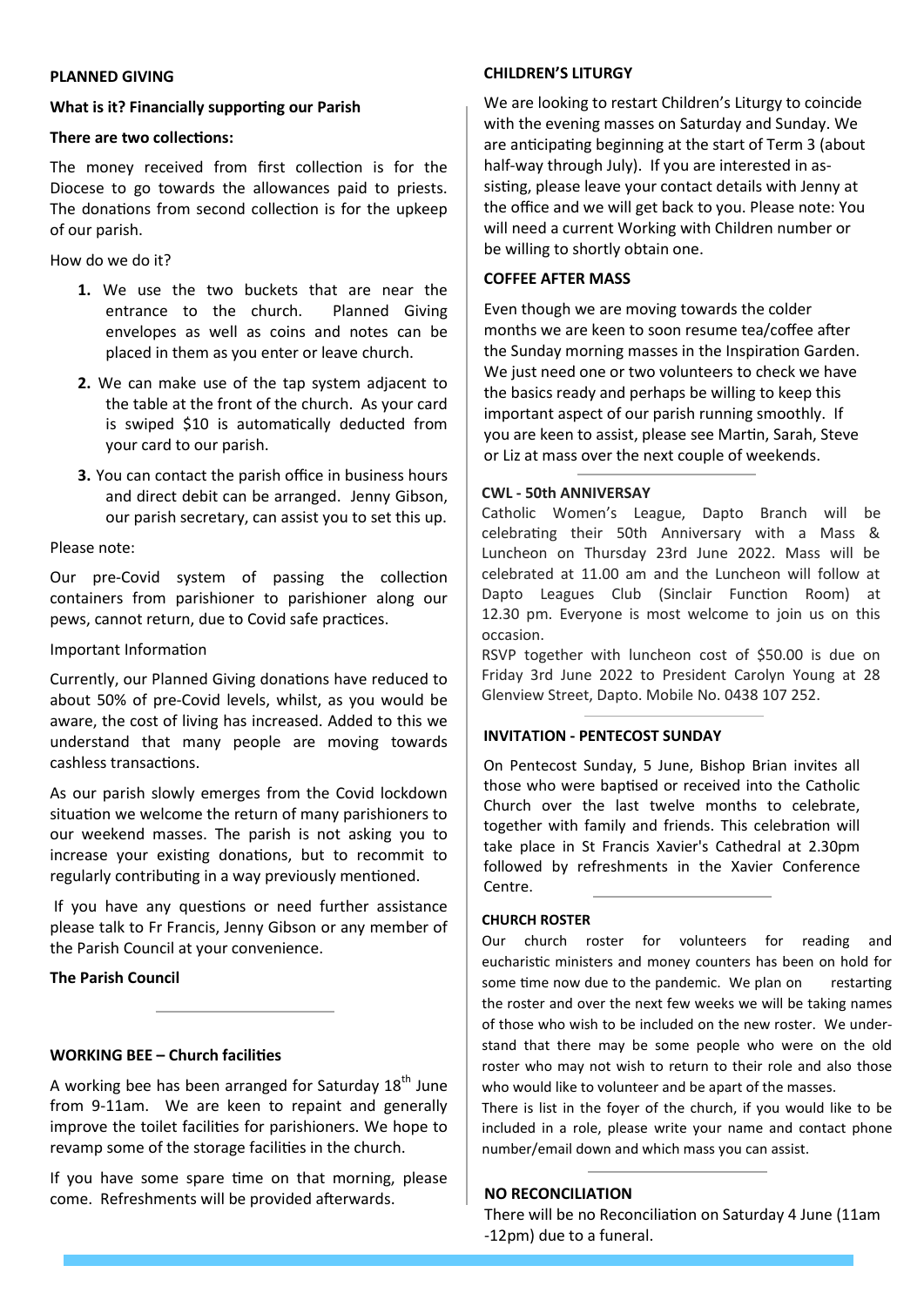**PLANNED GIVING**

**What is it? Financially supporting our Parish**

**There are two collections:**

The money received from first collection is for the Diocese to go towards the allowances paid to priests. The donations from second collection is for the upkeep of our parish.

How do we do it?

1. We use the two buckets that are near the entrance to the church. Planned Giving envelopes as well as coins and notes can be placed in them as you enter or leave church.
2. We can make use of the tap system adjacent to the table at the front of the church. As your card is swiped $10 is automatically deducted from your card to our parish.
3. You can contact the parish office in business hours and direct debit can be arranged. Jenny Gibson, our parish secretary, can assist you to set this up.

Please note:

Our pre-Covid system of passing the collection containers from parishioner to parishioner along our pews, cannot return, due to Covid safe practices.

Important Information

Currently, our Planned Giving donations have reduced to about 50% of pre-Covid levels, whilst, as you would be aware, the cost of living has increased. Added to this we understand that many people are moving towards cashless transactions.

As our parish slowly emerges from the Covid lockdown situation we welcome the return of many parishioners to our weekend masses. The parish is not asking you to increase your existing donations, but to recommit to regularly contributing in a way previously mentioned.

If you have any questions or need further assistance please talk to Fr Francis, Jenny Gibson or any member of the Parish Council at your convenience.

**The Parish Council**

**WORKING BEE – Church facilities**

A working bee has been arranged for Saturday 18th June from 9-11am. We are keen to repaint and generally improve the toilet facilities for parishioners. We hope to revamp some of the storage facilities in the church.

If you have some spare time on that morning, please come. Refreshments will be provided afterwards.

**CHILDREN'S LITURGY**

We are looking to restart Children's Liturgy to coincide with the evening masses on Saturday and Sunday. We are anticipating beginning at the start of Term 3 (about half-way through July). If you are interested in assisting, please leave your contact details with Jenny at the office and we will get back to you. Please note: You will need a current Working with Children number or be willing to shortly obtain one.

**COFFEE AFTER MASS**

Even though we are moving towards the colder months we are keen to soon resume tea/coffee after the Sunday morning masses in the Inspiration Garden. We just need one or two volunteers to check we have the basics ready and perhaps be willing to keep this important aspect of our parish running smoothly. If you are keen to assist, please see Martin, Sarah, Steve or Liz at mass over the next couple of weekends.

**CWL - 50th ANNIVERSAY**

Catholic Women's League, Dapto Branch will be celebrating their 50th Anniversary with a Mass & Luncheon on Thursday 23rd June 2022. Mass will be celebrated at 11.00 am and the Luncheon will follow at Dapto Leagues Club (Sinclair Function Room) at 12.30 pm. Everyone is most welcome to join us on this occasion.

RSVP together with luncheon cost of $50.00 is due on Friday 3rd June 2022 to President Carolyn Young at 28 Glenview Street, Dapto. Mobile No. 0438 107 252.

**INVITATION - PENTECOST SUNDAY**

On Pentecost Sunday, 5 June, Bishop Brian invites all those who were baptised or received into the Catholic Church over the last twelve months to celebrate, together with family and friends. This celebration will take place in St Francis Xavier's Cathedral at 2.30pm followed by refreshments in the Xavier Conference Centre.

**CHURCH ROSTER**

Our church roster for volunteers for reading and eucharistic ministers and money counters has been on hold for some time now due to the pandemic. We plan on restarting the roster and over the next few weeks we will be taking names of those who wish to be included on the new roster. We understand that there may be some people who were on the old roster who may not wish to return to their role and also those who would like to volunteer and be apart of the masses.

There is list in the foyer of the church, if you would like to be included in a role, please write your name and contact phone number/email down and which mass you can assist.

**NO RECONCILIATION**

There will be no Reconciliation on Saturday 4 June (11am -12pm) due to a funeral.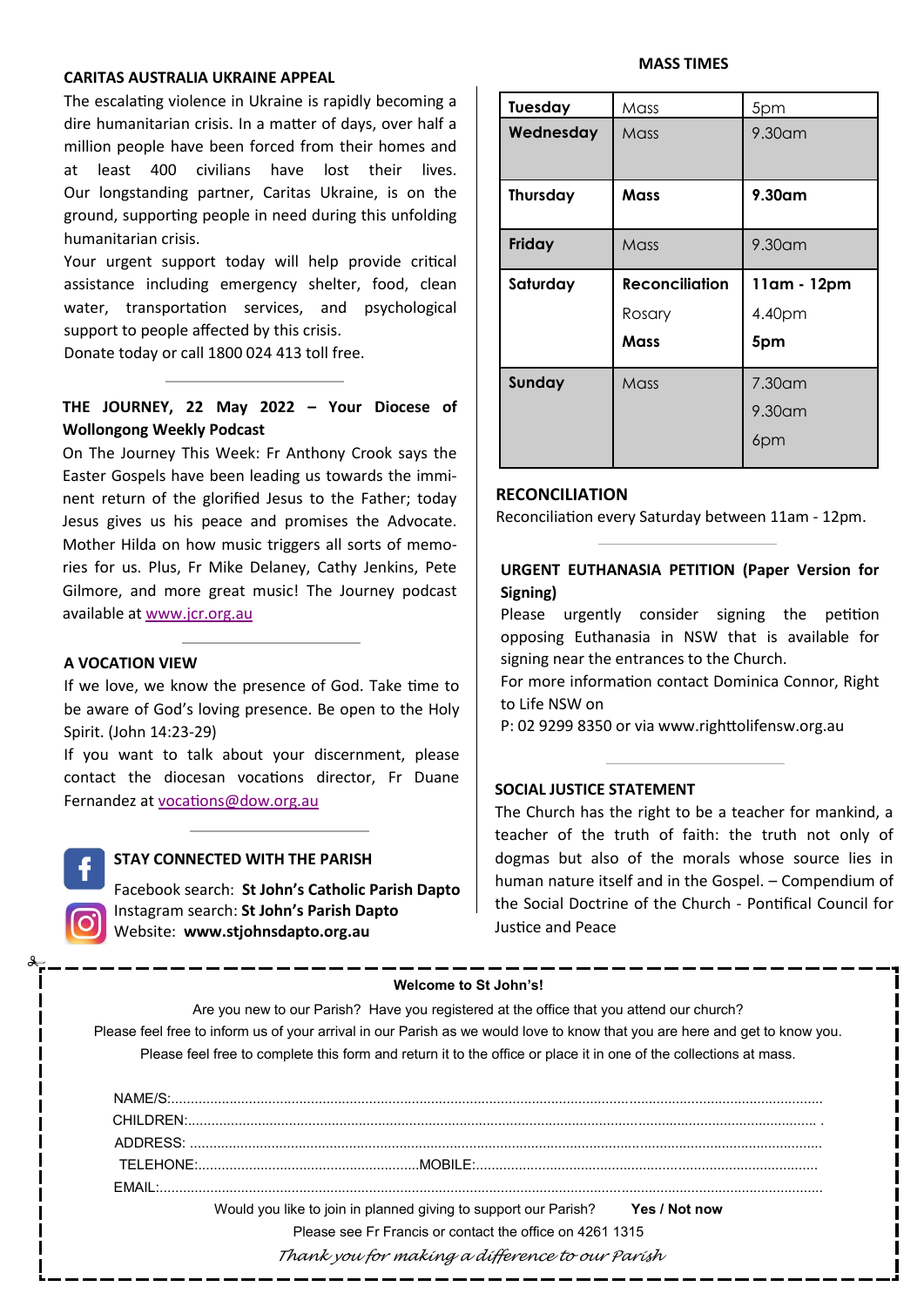## CARITAS AUSTRALIA UKRAINE APPEAL

The escalating violence in Ukraine is rapidly becoming a dire humanitarian crisis. In a matter of days, over half a million people have been forced from their homes and at least 400 civilians have lost their lives. Our longstanding partner, Caritas Ukraine, is on the ground, supporting people in need during this unfolding humanitarian crisis.

Your urgent support today will help provide critical assistance including emergency shelter, food, clean water, transportation services, and psychological support to people affected by this crisis.

Donate today or call 1800 024 413 toll free.

## THE JOURNEY, 22 May 2022 – Your Diocese of Wollongong Weekly Podcast

On The Journey This Week: Fr Anthony Crook says the Easter Gospels have been leading us towards the imminent return of the glorified Jesus to the Father; today Jesus gives us his peace and promises the Advocate. Mother Hilda on how music triggers all sorts of memories for us. Plus, Fr Mike Delaney, Cathy Jenkins, Pete Gilmore, and more great music! The Journey podcast available at www.jcr.org.au

## A VOCATION VIEW

If we love, we know the presence of God. Take time to be aware of God's loving presence. Be open to the Holy Spirit. (John 14:23-29)

If you want to talk about your discernment, please contact the diocesan vocations director, Fr Duane Fernandez at vocations@dow.org.au

## STAY CONNECTED WITH THE PARISH

Facebook search: **St John's Catholic Parish Dapto**
Instagram search: **St John's Parish Dapto**
Website: **www.stjohnsdapto.org.au**

## MASS TIMES

| | | |
|---|---|---|
| **Tuesday** | Mass | 5pm |
| **Wednesday** | Mass | 9.30am |
| **Thursday** | **Mass** | **9.30am** |
| **Friday** | Mass | 9.30am |
| **Saturday** | **Reconciliation**<br>Rosary<br>**Mass** | **11am - 12pm**<br>4.40pm<br>**5pm** |
| **Sunday** | Mass | 7.30am<br>9.30am<br>6pm |

## RECONCILIATION

Reconciliation every Saturday between 11am - 12pm.

## URGENT EUTHANASIA PETITION (Paper Version for Signing)

Please urgently consider signing the petition opposing Euthanasia in NSW that is available for signing near the entrances to the Church.

For more information contact Dominica Connor, Right to Life NSW on

P: 02 9299 8350 or via www.righttolifensw.org.au

## SOCIAL JUSTICE STATEMENT

The Church has the right to be a teacher for mankind, a teacher of the truth of faith: the truth not only of dogmas but also of the morals whose source lies in human nature itself and in the Gospel. – Compendium of the Social Doctrine of the Church - Pontifical Council for Justice and Peace

---

**Welcome to St John's!**

Are you new to our Parish? Have you registered at the office that you attend our church?
Please feel free to inform us of your arrival in our Parish as we would love to know that you are here and get to know you.
Please feel free to complete this form and return it to the office or place it in one of the collections at mass.

NAME/S:.......................................................................................................................
CHILDREN:...................................................................................................................
ADDRESS: ....................................................................................................................
TELEHONE:..........................................MOBILE:.........................................................
EMAIL:..........................................................................................................................

Would you like to join in planned giving to support our Parish? **Yes / Not now**

Please see Fr Francis or contact the office on 4261 1315

*Thank you for making a difference to our Parish*